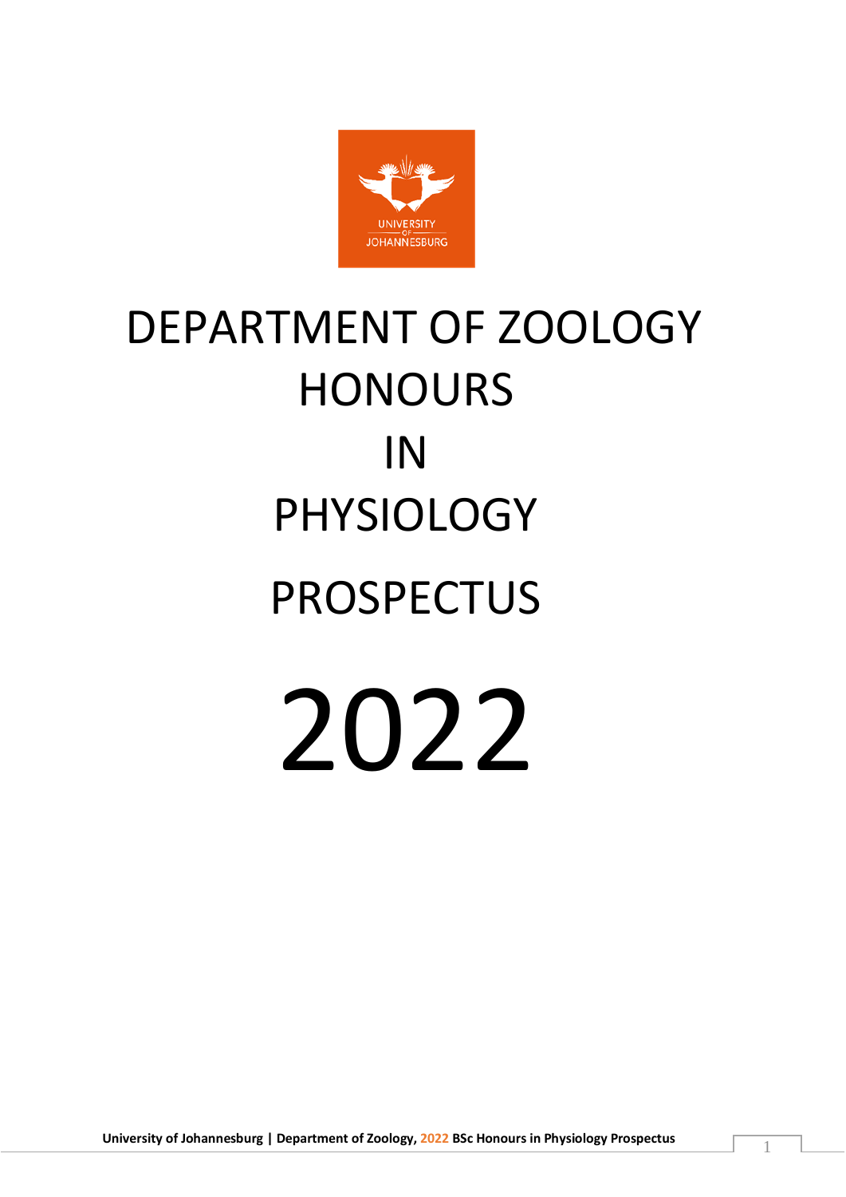# DEPARTMENT OF ZOOLOGY HONOURS IN PHYSIOLOGY

# PROSPECTUS

# 2022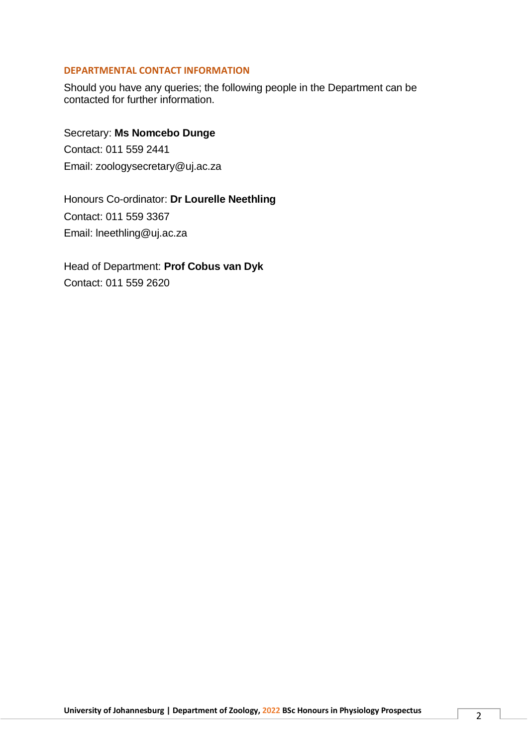## DEPARTMENTAL CONTACT INFORMATION

Should you have any queries; the following people in the Department can be contacted for further information.

Secretary: **Ms Nomcebo Dunge**

Contact: 011 559 2441

Email: zoologysecretary@uj.ac.za

Honours Co-ordinator: **Dr Lourelle Neethling**

Contact: 011 559 3367

Email: lneethling@uj.ac.za

Head of Department: **Prof Cobus van Dyk**

Contact: 011 559 2620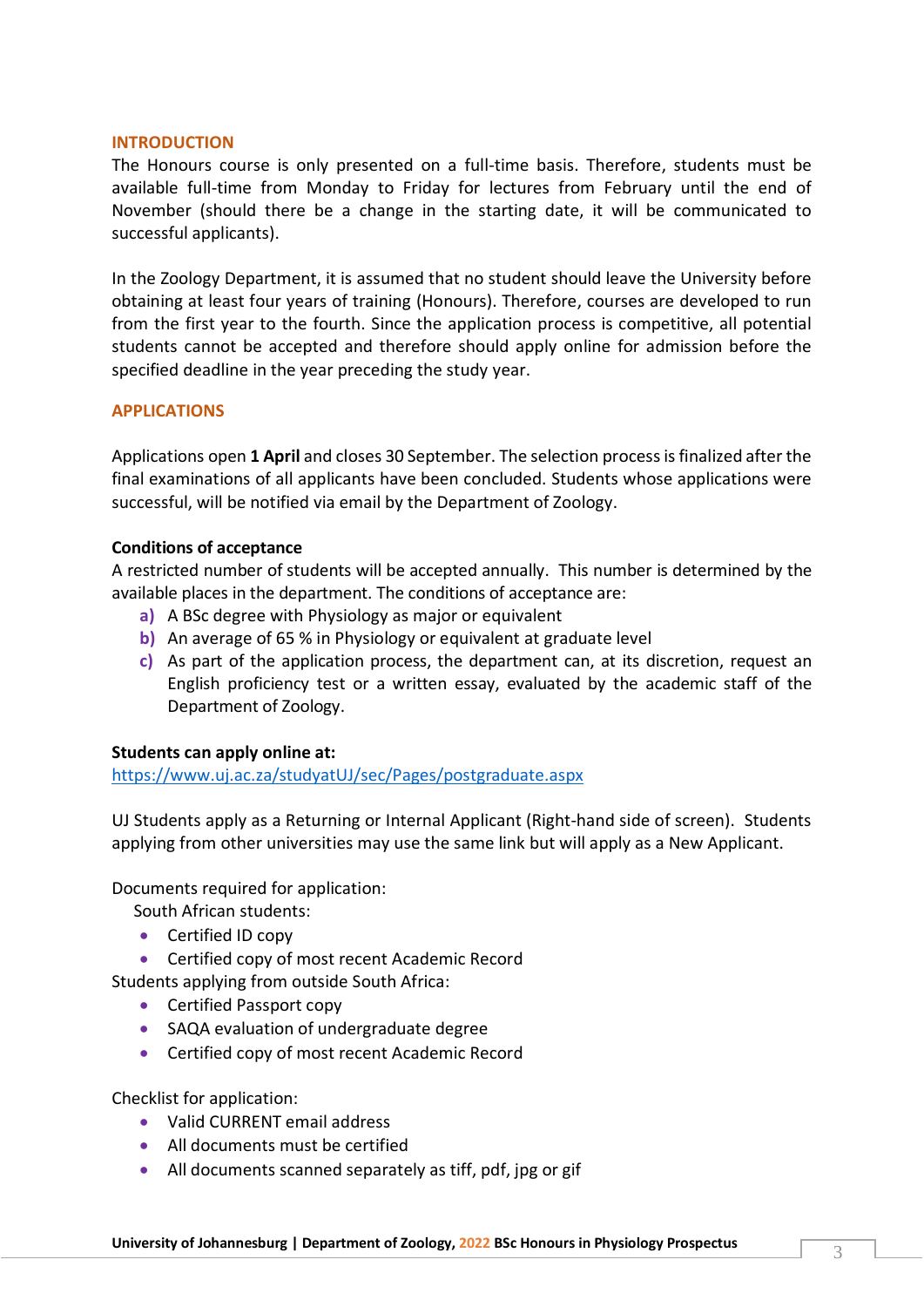## INTRODUCTION

The Honours course is only presented on a full-time basis. Therefore, students must be available full-time from Monday to Friday for lectures from February until the end of November (should there be a change in the starting date, it will be communicated to successful applicants).

In the Zoology Department, it is assumed that no student should leave the University before obtaining at least four years of training (Honours). Therefore, courses are developed to run from the first year to the fourth. Since the application process is competitive, all potential students cannot be accepted and therefore should apply online for admission before the specified deadline in the year preceding the study year.

## APPLICATIONS

Applications open **1 April** and closes 30 September. The selection process is finalized after the final examinations of all applicants have been concluded. Students whose applications were successful, will be notified via email by the Department of Zoology.

**Conditions of acceptance**

A restricted number of students will be accepted annually. This number is determined by the available places in the department. The conditions of acceptance are:

a) A BSc degree with Physiology as major or equivalent
b) An average of 65 % in Physiology or equivalent at graduate level
c) As part of the application process, the department can, at its discretion, request an English proficiency test or a written essay, evaluated by the academic staff of the Department of Zoology.

**Students can apply online at:**

https://www.uj.ac.za/studyatUJ/sec/Pages/postgraduate.aspx

UJ Students apply as a Returning or Internal Applicant (Right-hand side of screen). Students applying from other universities may use the same link but will apply as a New Applicant.

Documents required for application:

South African students:

- Certified ID copy
- Certified copy of most recent Academic Record

Students applying from outside South Africa:

- Certified Passport copy
- SAQA evaluation of undergraduate degree
- Certified copy of most recent Academic Record

Checklist for application:

- Valid CURRENT email address
- All documents must be certified
- All documents scanned separately as tiff, pdf, jpg or gif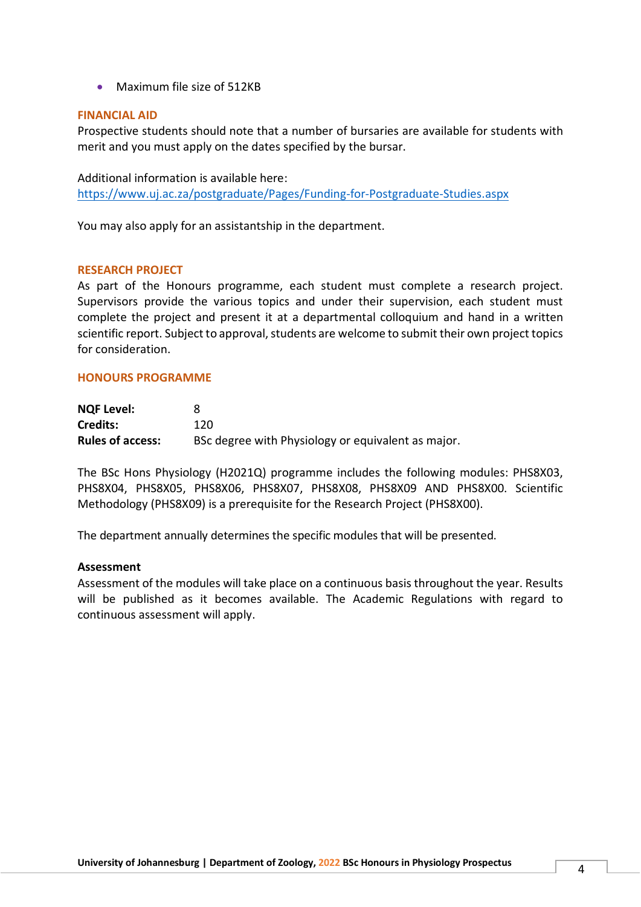- Maximum file size of 512KB

## FINANCIAL AID

Prospective students should note that a number of bursaries are available for students with merit and you must apply on the dates specified by the bursar.

Additional information is available here: https://www.uj.ac.za/postgraduate/Pages/Funding-for-Postgraduate-Studies.aspx

You may also apply for an assistantship in the department.

## RESEARCH PROJECT

As part of the Honours programme, each student must complete a research project. Supervisors provide the various topics and under their supervision, each student must complete the project and present it at a departmental colloquium and hand in a written scientific report. Subject to approval, students are welcome to submit their own project topics for consideration.

## HONOURS PROGRAMME

**NQF Level:** 8
**Credits:** 120
**Rules of access:** BSc degree with Physiology or equivalent as major.

The BSc Hons Physiology (H2021Q) programme includes the following modules: PHS8X03, PHS8X04, PHS8X05, PHS8X06, PHS8X07, PHS8X08, PHS8X09 AND PHS8X00. Scientific Methodology (PHS8X09) is a prerequisite for the Research Project (PHS8X00).

The department annually determines the specific modules that will be presented.

### Assessment

Assessment of the modules will take place on a continuous basis throughout the year. Results will be published as it becomes available. The Academic Regulations with regard to continuous assessment will apply.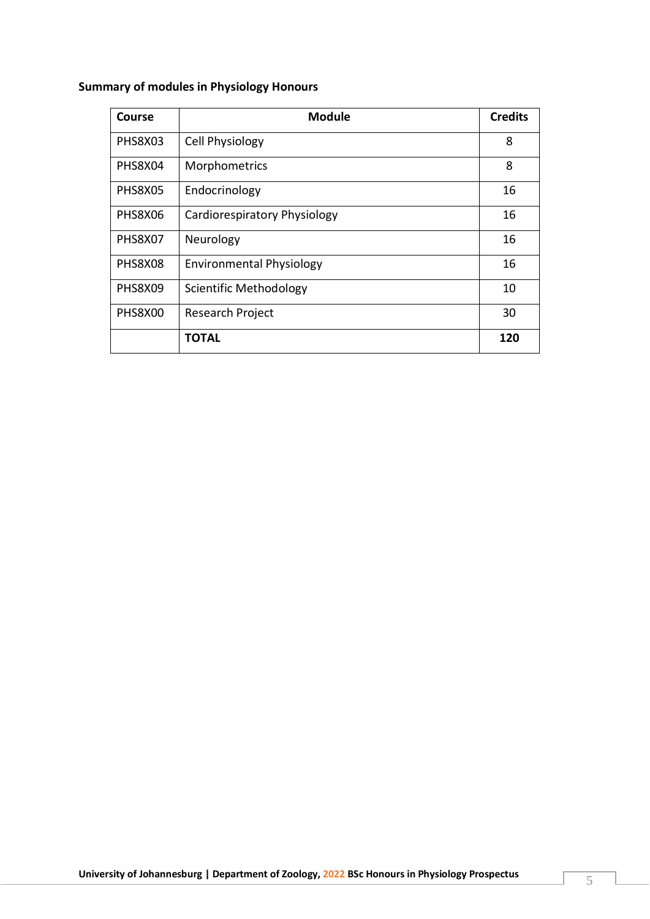**Summary of modules in Physiology Honours**

| Course | Module | Credits |
|---|---|---|
| PHS8X03 | Cell Physiology | 8 |
| PHS8X04 | Morphometrics | 8 |
| PHS8X05 | Endocrinology | 16 |
| PHS8X06 | Cardiorespiratory Physiology | 16 |
| PHS8X07 | Neurology | 16 |
| PHS8X08 | Environmental Physiology | 16 |
| PHS8X09 | Scientific Methodology | 10 |
| PHS8X00 | Research Project | 30 |
| | **TOTAL** | **120** |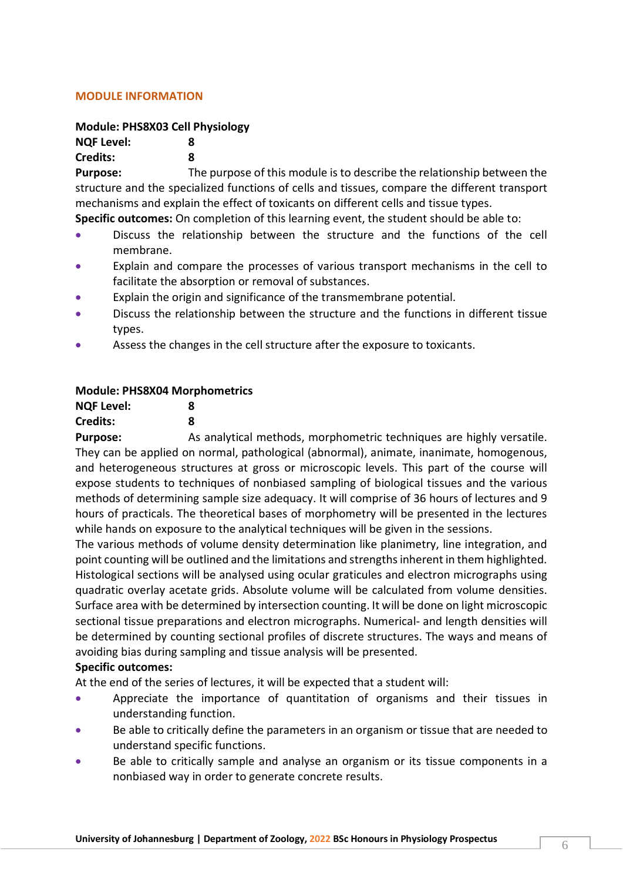## MODULE INFORMATION

**Module: PHS8X03 Cell Physiology**

**NQF Level:** 8

**Credits:** 8

**Purpose:** The purpose of this module is to describe the relationship between the structure and the specialized functions of cells and tissues, compare the different transport mechanisms and explain the effect of toxicants on different cells and tissue types.

**Specific outcomes:** On completion of this learning event, the student should be able to:

- Discuss the relationship between the structure and the functions of the cell membrane.
- Explain and compare the processes of various transport mechanisms in the cell to facilitate the absorption or removal of substances.
- Explain the origin and significance of the transmembrane potential.
- Discuss the relationship between the structure and the functions in different tissue types.
- Assess the changes in the cell structure after the exposure to toxicants.

**Module: PHS8X04 Morphometrics**

**NQF Level:** 8

**Credits:** 8

**Purpose:** As analytical methods, morphometric techniques are highly versatile. They can be applied on normal, pathological (abnormal), animate, inanimate, homogenous, and heterogeneous structures at gross or microscopic levels. This part of the course will expose students to techniques of nonbiased sampling of biological tissues and the various methods of determining sample size adequacy. It will comprise of 36 hours of lectures and 9 hours of practicals. The theoretical bases of morphometry will be presented in the lectures while hands on exposure to the analytical techniques will be given in the sessions.

The various methods of volume density determination like planimetry, line integration, and point counting will be outlined and the limitations and strengths inherent in them highlighted. Histological sections will be analysed using ocular graticules and electron micrographs using quadratic overlay acetate grids. Absolute volume will be calculated from volume densities. Surface area with be determined by intersection counting. It will be done on light microscopic sectional tissue preparations and electron micrographs. Numerical- and length densities will be determined by counting sectional profiles of discrete structures. The ways and means of avoiding bias during sampling and tissue analysis will be presented.

**Specific outcomes:**

At the end of the series of lectures, it will be expected that a student will:

- Appreciate the importance of quantitation of organisms and their tissues in understanding function.
- Be able to critically define the parameters in an organism or tissue that are needed to understand specific functions.
- Be able to critically sample and analyse an organism or its tissue components in a nonbiased way in order to generate concrete results.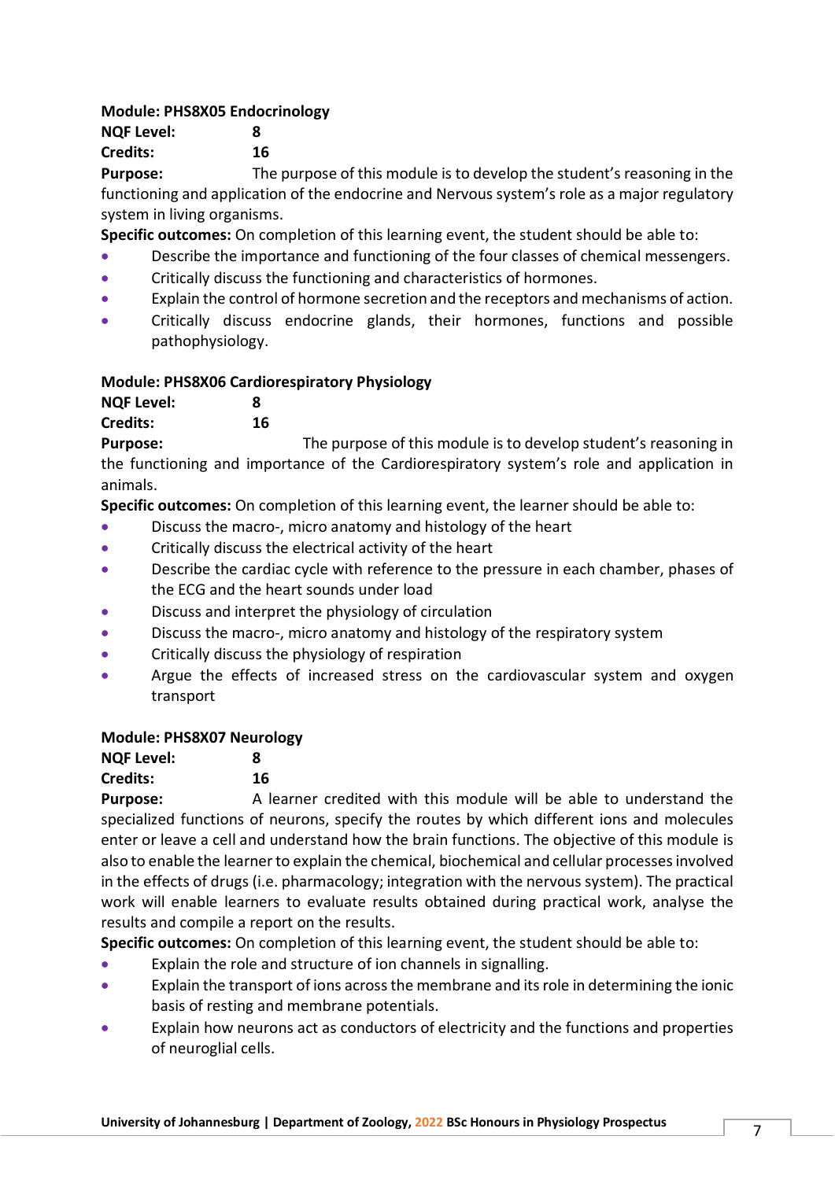**Module: PHS8X05 Endocrinology**

**NQF Level:** 8

**Credits:** 16

**Purpose:** The purpose of this module is to develop the student's reasoning in the functioning and application of the endocrine and Nervous system's role as a major regulatory system in living organisms.

**Specific outcomes:** On completion of this learning event, the student should be able to:

- Describe the importance and functioning of the four classes of chemical messengers.
- Critically discuss the functioning and characteristics of hormones.
- Explain the control of hormone secretion and the receptors and mechanisms of action.
- Critically discuss endocrine glands, their hormones, functions and possible pathophysiology.

**Module: PHS8X06 Cardiorespiratory Physiology**

**NQF Level:** 8

**Credits:** 16

**Purpose:** The purpose of this module is to develop student's reasoning in the functioning and importance of the Cardiorespiratory system's role and application in animals.

**Specific outcomes:** On completion of this learning event, the learner should be able to:

- Discuss the macro-, micro anatomy and histology of the heart
- Critically discuss the electrical activity of the heart
- Describe the cardiac cycle with reference to the pressure in each chamber, phases of the ECG and the heart sounds under load
- Discuss and interpret the physiology of circulation
- Discuss the macro-, micro anatomy and histology of the respiratory system
- Critically discuss the physiology of respiration
- Argue the effects of increased stress on the cardiovascular system and oxygen transport

**Module: PHS8X07 Neurology**

**NQF Level:** 8

**Credits:** 16

**Purpose:** A learner credited with this module will be able to understand the specialized functions of neurons, specify the routes by which different ions and molecules enter or leave a cell and understand how the brain functions. The objective of this module is also to enable the learner to explain the chemical, biochemical and cellular processes involved in the effects of drugs (i.e. pharmacology; integration with the nervous system). The practical work will enable learners to evaluate results obtained during practical work, analyse the results and compile a report on the results.

**Specific outcomes:** On completion of this learning event, the student should be able to:

- Explain the role and structure of ion channels in signalling.
- Explain the transport of ions across the membrane and its role in determining the ionic basis of resting and membrane potentials.
- Explain how neurons act as conductors of electricity and the functions and properties of neuroglial cells.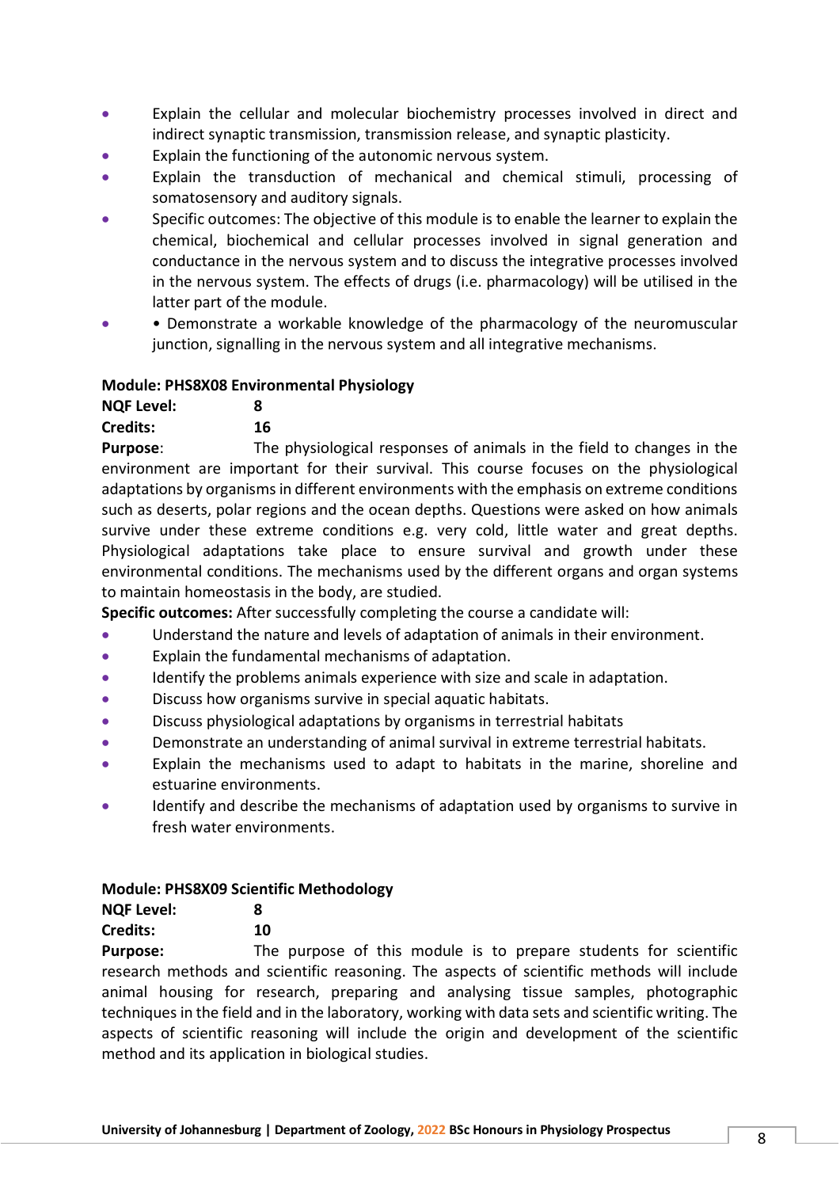- Explain the cellular and molecular biochemistry processes involved in direct and indirect synaptic transmission, transmission release, and synaptic plasticity.
- Explain the functioning of the autonomic nervous system.
- Explain the transduction of mechanical and chemical stimuli, processing of somatosensory and auditory signals.
- Specific outcomes: The objective of this module is to enable the learner to explain the chemical, biochemical and cellular processes involved in signal generation and conductance in the nervous system and to discuss the integrative processes involved in the nervous system. The effects of drugs (i.e. pharmacology) will be utilised in the latter part of the module.
- • Demonstrate a workable knowledge of the pharmacology of the neuromuscular junction, signalling in the nervous system and all integrative mechanisms.

**Module: PHS8X08 Environmental Physiology**

**NQF Level:** 8

**Credits:** 16

**Purpose**: The physiological responses of animals in the field to changes in the environment are important for their survival. This course focuses on the physiological adaptations by organisms in different environments with the emphasis on extreme conditions such as deserts, polar regions and the ocean depths. Questions were asked on how animals survive under these extreme conditions e.g. very cold, little water and great depths. Physiological adaptations take place to ensure survival and growth under these environmental conditions. The mechanisms used by the different organs and organ systems to maintain homeostasis in the body, are studied.

**Specific outcomes:** After successfully completing the course a candidate will:

- Understand the nature and levels of adaptation of animals in their environment.
- Explain the fundamental mechanisms of adaptation.
- Identify the problems animals experience with size and scale in adaptation.
- Discuss how organisms survive in special aquatic habitats.
- Discuss physiological adaptations by organisms in terrestrial habitats
- Demonstrate an understanding of animal survival in extreme terrestrial habitats.
- Explain the mechanisms used to adapt to habitats in the marine, shoreline and estuarine environments.
- Identify and describe the mechanisms of adaptation used by organisms to survive in fresh water environments.

**Module: PHS8X09 Scientific Methodology**

**NQF Level:** 8

**Credits:** 10

**Purpose:** The purpose of this module is to prepare students for scientific research methods and scientific reasoning. The aspects of scientific methods will include animal housing for research, preparing and analysing tissue samples, photographic techniques in the field and in the laboratory, working with data sets and scientific writing. The aspects of scientific reasoning will include the origin and development of the scientific method and its application in biological studies.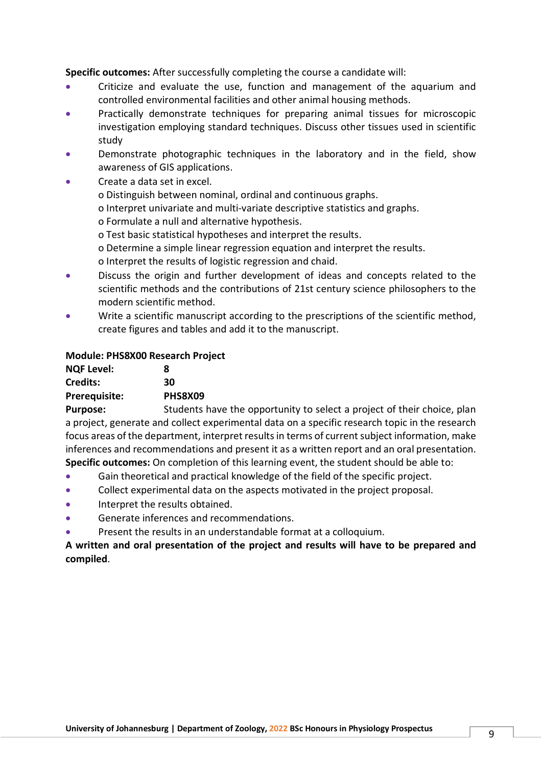**Specific outcomes:** After successfully completing the course a candidate will:

- Criticize and evaluate the use, function and management of the aquarium and controlled environmental facilities and other animal housing methods.
- Practically demonstrate techniques for preparing animal tissues for microscopic investigation employing standard techniques. Discuss other tissues used in scientific study
- Demonstrate photographic techniques in the laboratory and in the field, show awareness of GIS applications.
- Create a data set in excel.
  - o Distinguish between nominal, ordinal and continuous graphs.
  - o Interpret univariate and multi-variate descriptive statistics and graphs.
  - o Formulate a null and alternative hypothesis.
  - o Test basic statistical hypotheses and interpret the results.
  - o Determine a simple linear regression equation and interpret the results.
  - o Interpret the results of logistic regression and chaid.
- Discuss the origin and further development of ideas and concepts related to the scientific methods and the contributions of 21st century science philosophers to the modern scientific method.
- Write a scientific manuscript according to the prescriptions of the scientific method, create figures and tables and add it to the manuscript.

**Module: PHS8X00 Research Project**

**NQF Level:** **8**
**Credits:** **30**
**Prerequisite:** **PHS8X09**
**Purpose:** Students have the opportunity to select a project of their choice, plan a project, generate and collect experimental data on a specific research topic in the research focus areas of the department, interpret results in terms of current subject information, make inferences and recommendations and present it as a written report and an oral presentation.

**Specific outcomes:** On completion of this learning event, the student should be able to:

- Gain theoretical and practical knowledge of the field of the specific project.
- Collect experimental data on the aspects motivated in the project proposal.
- Interpret the results obtained.
- Generate inferences and recommendations.
- Present the results in an understandable format at a colloquium.

**A written and oral presentation of the project and results will have to be prepared and compiled**.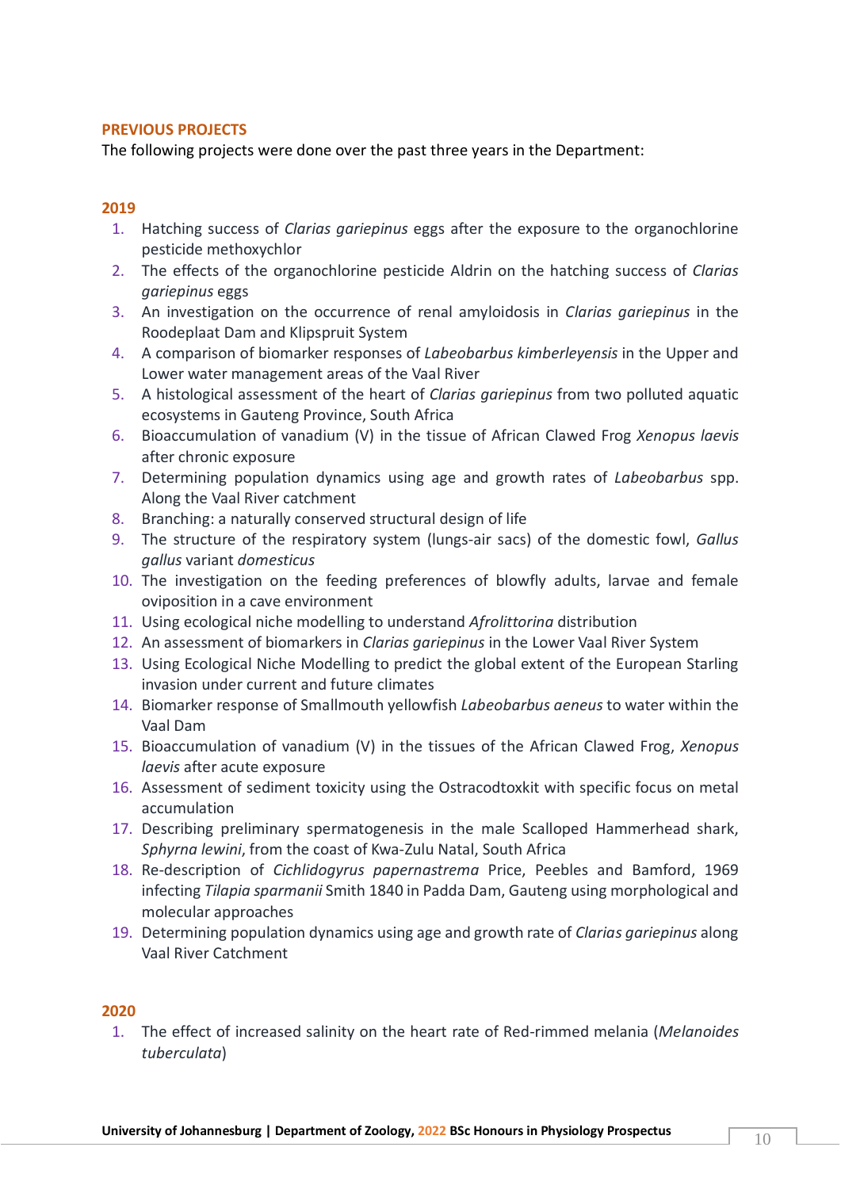## PREVIOUS PROJECTS

The following projects were done over the past three years in the Department:

### 2019

1. Hatching success of *Clarias gariepinus* eggs after the exposure to the organochlorine pesticide methoxychlor
2. The effects of the organochlorine pesticide Aldrin on the hatching success of *Clarias gariepinus* eggs
3. An investigation on the occurrence of renal amyloidosis in *Clarias gariepinus* in the Roodeplaat Dam and Klipspruit System
4. A comparison of biomarker responses of *Labeobarbus kimberleyensis* in the Upper and Lower water management areas of the Vaal River
5. A histological assessment of the heart of *Clarias gariepinus* from two polluted aquatic ecosystems in Gauteng Province, South Africa
6. Bioaccumulation of vanadium (V) in the tissue of African Clawed Frog *Xenopus laevis* after chronic exposure
7. Determining population dynamics using age and growth rates of *Labeobarbus* spp. Along the Vaal River catchment
8. Branching: a naturally conserved structural design of life
9. The structure of the respiratory system (lungs-air sacs) of the domestic fowl, *Gallus gallus* variant *domesticus*
10. The investigation on the feeding preferences of blowfly adults, larvae and female oviposition in a cave environment
11. Using ecological niche modelling to understand *Afrolittorina* distribution
12. An assessment of biomarkers in *Clarias gariepinus* in the Lower Vaal River System
13. Using Ecological Niche Modelling to predict the global extent of the European Starling invasion under current and future climates
14. Biomarker response of Smallmouth yellowfish *Labeobarbus aeneus* to water within the Vaal Dam
15. Bioaccumulation of vanadium (V) in the tissues of the African Clawed Frog, *Xenopus laevis* after acute exposure
16. Assessment of sediment toxicity using the Ostracodtoxkit with specific focus on metal accumulation
17. Describing preliminary spermatogenesis in the male Scalloped Hammerhead shark, *Sphyrna lewini*, from the coast of Kwa-Zulu Natal, South Africa
18. Re-description of *Cichlidogyrus papernastrema* Price, Peebles and Bamford, 1969 infecting *Tilapia sparmanii* Smith 1840 in Padda Dam, Gauteng using morphological and molecular approaches
19. Determining population dynamics using age and growth rate of *Clarias gariepinus* along Vaal River Catchment

### 2020

1. The effect of increased salinity on the heart rate of Red-rimmed melania (*Melanoides tuberculata*)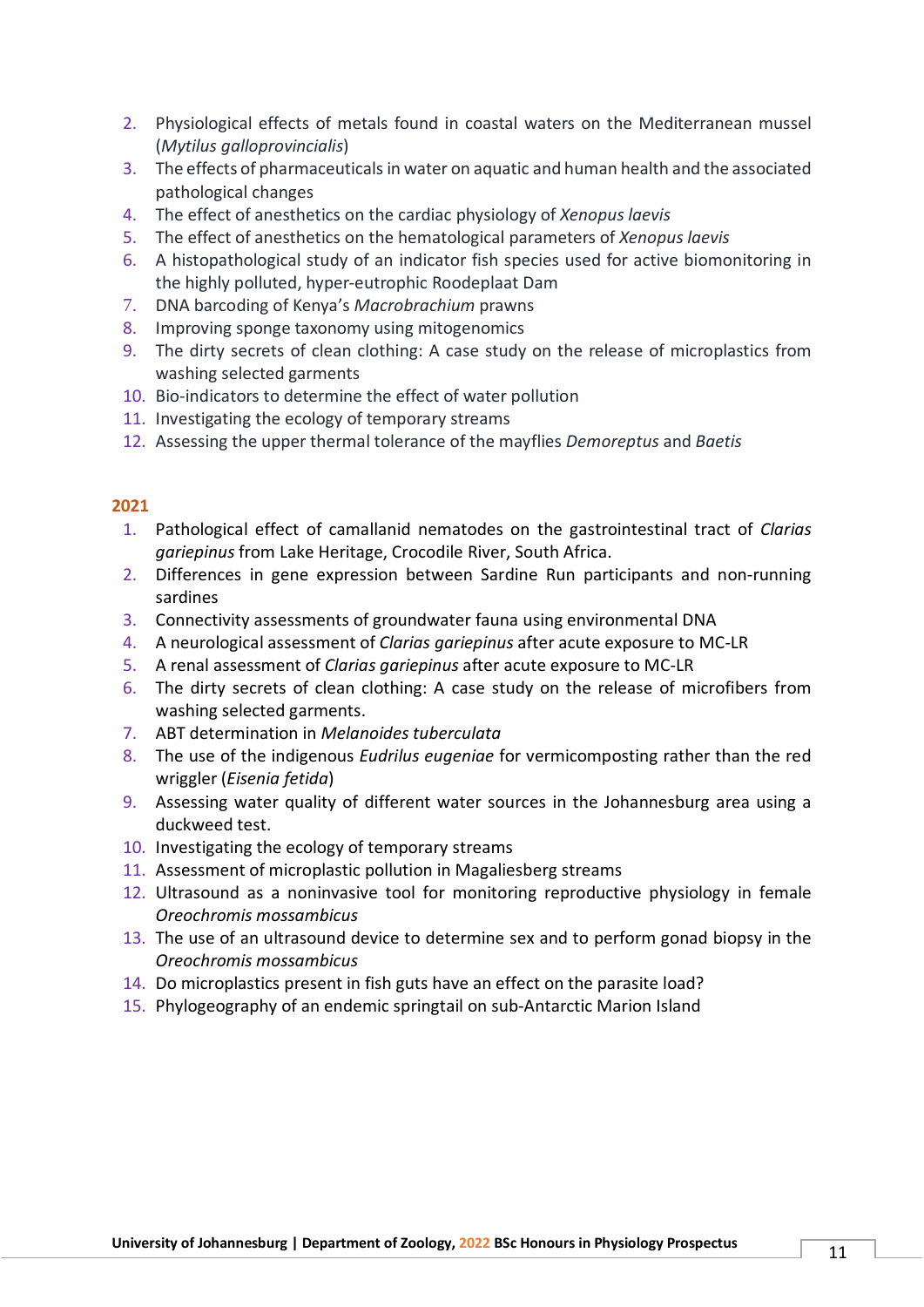2. Physiological effects of metals found in coastal waters on the Mediterranean mussel (*Mytilus galloprovincialis*)
3. The effects of pharmaceuticals in water on aquatic and human health and the associated pathological changes
4. The effect of anesthetics on the cardiac physiology of *Xenopus laevis*
5. The effect of anesthetics on the hematological parameters of *Xenopus laevis*
6. A histopathological study of an indicator fish species used for active biomonitoring in the highly polluted, hyper-eutrophic Roodeplaat Dam
7. DNA barcoding of Kenya's *Macrobrachium* prawns
8. Improving sponge taxonomy using mitogenomics
9. The dirty secrets of clean clothing: A case study on the release of microplastics from washing selected garments
10. Bio-indicators to determine the effect of water pollution
11. Investigating the ecology of temporary streams
12. Assessing the upper thermal tolerance of the mayflies *Demoreptus* and *Baetis*

**2021**

1. Pathological effect of camallanid nematodes on the gastrointestinal tract of *Clarias gariepinus* from Lake Heritage, Crocodile River, South Africa.
2. Differences in gene expression between Sardine Run participants and non-running sardines
3. Connectivity assessments of groundwater fauna using environmental DNA
4. A neurological assessment of *Clarias gariepinus* after acute exposure to MC-LR
5. A renal assessment of *Clarias gariepinus* after acute exposure to MC-LR
6. The dirty secrets of clean clothing: A case study on the release of microfibers from washing selected garments.
7. ABT determination in *Melanoides tuberculata*
8. The use of the indigenous *Eudrilus eugeniae* for vermicomposting rather than the red wriggler (*Eisenia fetida*)
9. Assessing water quality of different water sources in the Johannesburg area using a duckweed test.
10. Investigating the ecology of temporary streams
11. Assessment of microplastic pollution in Magaliesberg streams
12. Ultrasound as a noninvasive tool for monitoring reproductive physiology in female *Oreochromis mossambicus*
13. The use of an ultrasound device to determine sex and to perform gonad biopsy in the *Oreochromis mossambicus*
14. Do microplastics present in fish guts have an effect on the parasite load?
15. Phylogeography of an endemic springtail on sub-Antarctic Marion Island